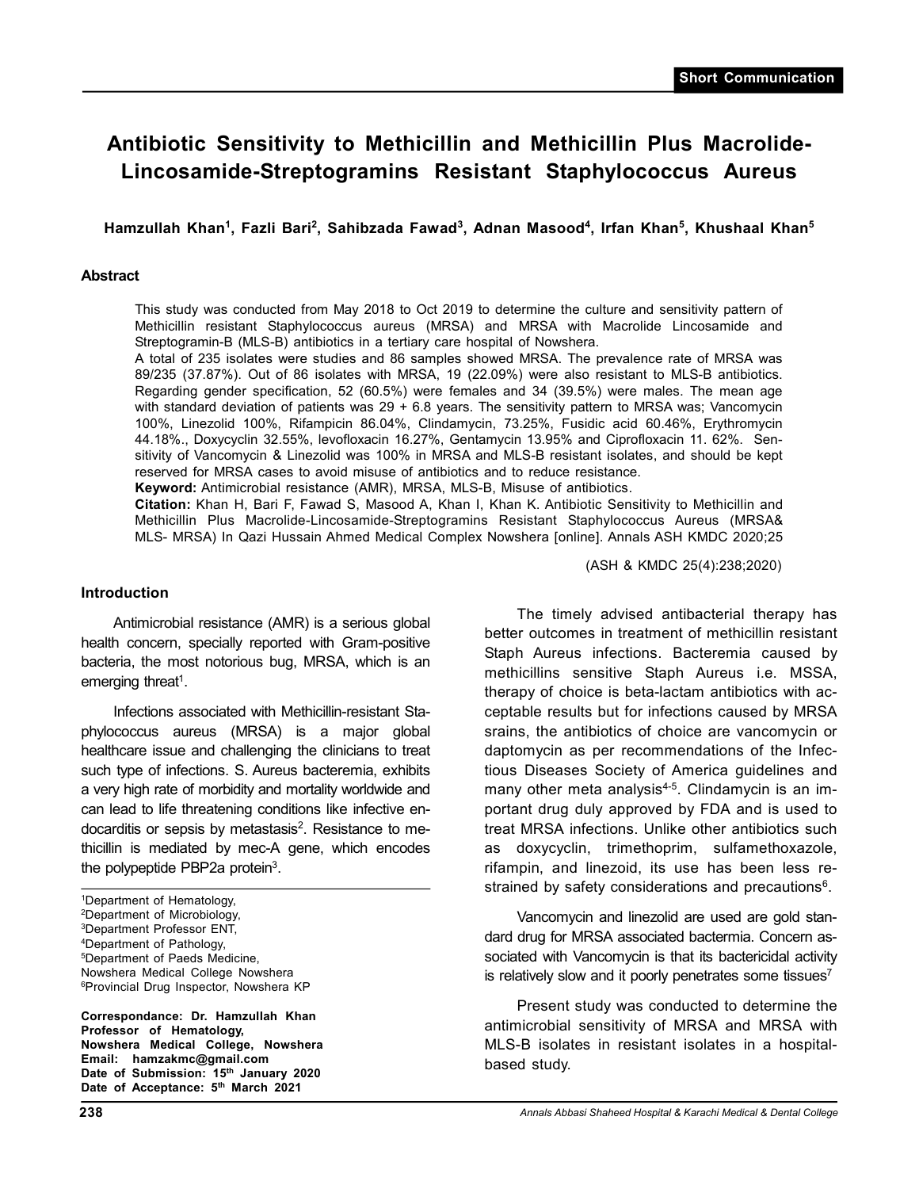Short Communication

# Antibiotic Sensitivity to Methicillin and Methicillin Plus Macrolide-Lincosamide-Streptogramins Resistant Staphylococcus Aureus

**Hamzullah Khan[1], Fazli Bari[2], Sahibzada Fawad[3], Adnan Masood[4], Irfan Khan[5], Khushaal Khan[5]**

## Abstract

This study was conducted from May 2018 to Oct 2019 to determine the culture and sensitivity pattern of Methicillin resistant Staphylococcus aureus (MRSA) and MRSA with Macrolide Lincosamide and Streptogramin-B (MLS-B) antibiotics in a tertiary care hospital of Nowshera.

A total of 235 isolates were studies and 86 samples showed MRSA. The prevalence rate of MRSA was 89/235 (37.87%). Out of 86 isolates with MRSA, 19 (22.09%) were also resistant to MLS-B antibiotics. Regarding gender specification, 52 (60.5%) were females and 34 (39.5%) were males. The mean age with standard deviation of patients was 29 + 6.8 years. The sensitivity pattern to MRSA was; Vancomycin 100%, Linezolid 100%, Rifampicin 86.04%, Clindamycin, 73.25%, Fusidic acid 60.46%, Erythromycin 44.18%., Doxycyclin 32.55%, levofloxacin 16.27%, Gentamycin 13.95% and Ciprofloxacin 11. 62%. Sensitivity of Vancomycin & Linezolid was 100% in MRSA and MLS-B resistant isolates, and should be kept reserved for MRSA cases to avoid misuse of antibiotics and to reduce resistance.

**Keyword:** Antimicrobial resistance (AMR), MRSA, MLS-B, Misuse of antibiotics.

**Citation:** Khan H, Bari F, Fawad S, Masood A, Khan I, Khan K. Antibiotic Sensitivity to Methicillin and Methicillin Plus Macrolide-Lincosamide-Streptogramins Resistant Staphylococcus Aureus (MRSA& MLS- MRSA) In Qazi Hussain Ahmed Medical Complex Nowshera [online]. Annals ASH KMDC 2020;25

(ASH & KMDC 25(4):238;2020)

## Introduction

Antimicrobial resistance (AMR) is a serious global health concern, specially reported with Gram-positive bacteria, the most notorious bug, MRSA, which is an emerging threat[1].

Infections associated with Methicillin-resistant Staphylococcus aureus (MRSA) is a major global healthcare issue and challenging the clinicians to treat such type of infections. S. Aureus bacteremia, exhibits a very high rate of morbidity and mortality worldwide and can lead to life threatening conditions like infective endocarditis or sepsis by metastasis[2]. Resistance to methicillin is mediated by mec-A gene, which encodes the polypeptide PBP2a protein[3].

The timely advised antibacterial therapy has better outcomes in treatment of methicillin resistant Staph Aureus infections. Bacteremia caused by methicillins sensitive Staph Aureus i.e. MSSA, therapy of choice is beta-lactam antibiotics with acceptable results but for infections caused by MRSA srains, the antibiotics of choice are vancomycin or daptomycin as per recommendations of the Infectious Diseases Society of America guidelines and many other meta analysis[4-5]. Clindamycin is an important drug duly approved by FDA and is used to treat MRSA infections. Unlike other antibiotics such as doxycyclin, trimethoprim, sulfamethoxazole, rifampin, and linezoid, its use has been less restrained by safety considerations and precautions[6].

Vancomycin and linezolid are used are gold standard drug for MRSA associated bactermia. Concern associated with Vancomycin is that its bactericidal activity is relatively slow and it poorly penetrates some tissues[7]

Present study was conducted to determine the antimicrobial sensitivity of MRSA and MRSA with MLS-B isolates in resistant isolates in a hospital-based study.

---

[1]Department of Hematology,
[2]Department of Microbiology,
[3]Department Professor ENT,
[4]Department of Pathology,
[5]Department of Paeds Medicine,
Nowshera Medical College Nowshera
[6]Provincial Drug Inspector, Nowshera KP

**Correspondance: Dr. Hamzullah Khan**
**Professor of Hematology,**
**Nowshera Medical College, Nowshera**
**Email: hamzakmc@gmail.com**
**Date of Submission: 15th January 2020**
**Date of Acceptance: 5th March 2021**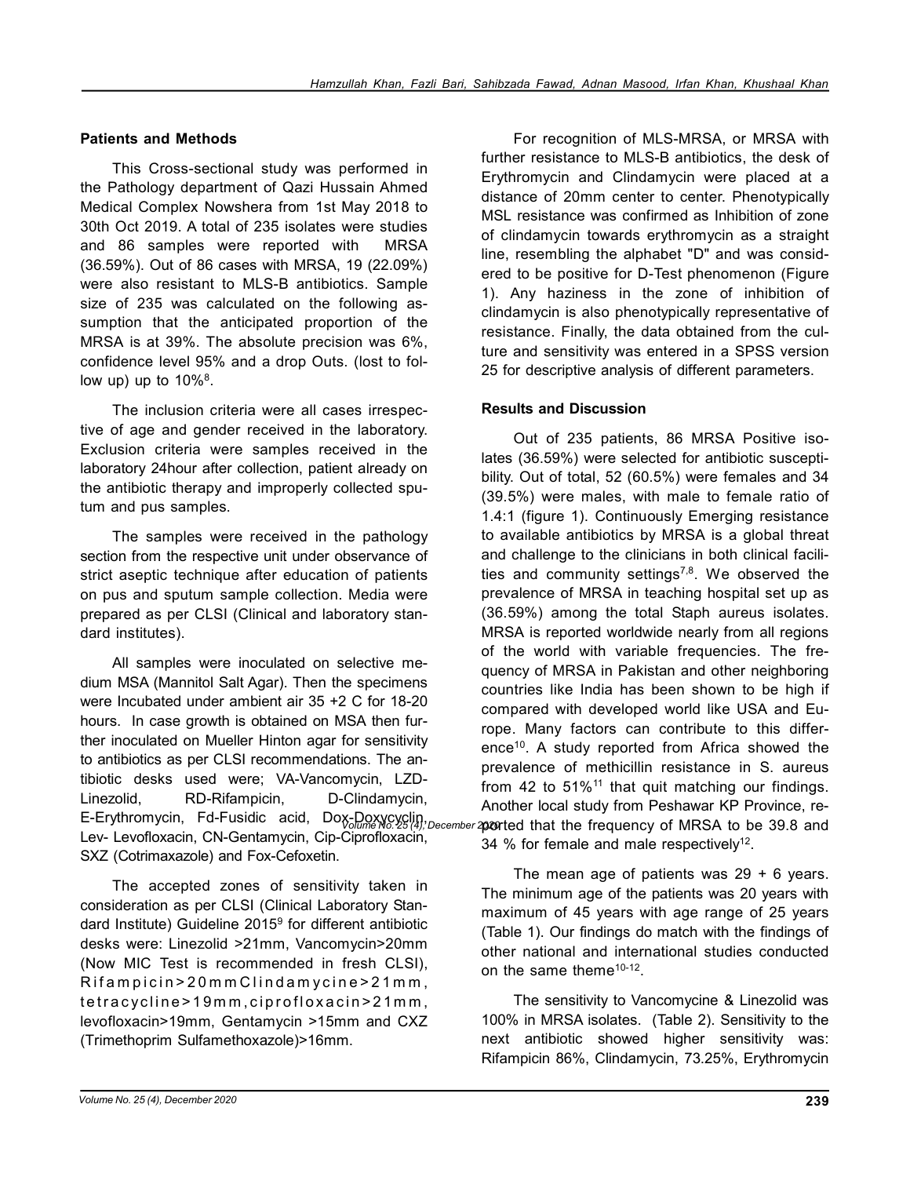## Patients and Methods

This Cross-sectional study was performed in the Pathology department of Qazi Hussain Ahmed Medical Complex Nowshera from 1st May 2018 to 30th Oct 2019. A total of 235 isolates were studies and 86 samples were reported with MRSA (36.59%). Out of 86 cases with MRSA, 19 (22.09%) were also resistant to MLS-B antibiotics. Sample size of 235 was calculated on the following assumption that the anticipated proportion of the MRSA is at 39%. The absolute precision was 6%, confidence level 95% and a drop Outs. (lost to follow up) up to 10%[8].

The inclusion criteria were all cases irrespective of age and gender received in the laboratory. Exclusion criteria were samples received in the laboratory 24hour after collection, patient already on the antibiotic therapy and improperly collected sputum and pus samples.

The samples were received in the pathology section from the respective unit under observance of strict aseptic technique after education of patients on pus and sputum sample collection. Media were prepared as per CLSI (Clinical and laboratory standard institutes).

All samples were inoculated on selective medium MSA (Mannitol Salt Agar). Then the specimens were Incubated under ambient air 35 +2 C for 18-20 hours. In case growth is obtained on MSA then further inoculated on Mueller Hinton agar for sensitivity to antibiotics as per CLSI recommendations. The antibiotic desks used were; VA-Vancomycin, LZD-Linezolid, RD-Rifampicin, D-Clindamycin, E-Erythromycin, Fd-Fusidic acid, Dox-Doxycyclin, Lev- Levofloxacin, CN-Gentamycin, Cip-Ciprofloxacin, SXZ (Cotrimaxazole) and Fox-Cefoxetin.

The accepted zones of sensitivity taken in consideration as per CLSI (Clinical Laboratory Standard Institute) Guideline 2015[9] for different antibiotic desks were: Linezolid >21mm, Vancomycin>20mm (Now MIC Test is recommended in fresh CLSI), Rifampicin>20mm Clindamycine>21mm, tetracycline>19mm, ciprofloxacin>21mm, levofloxacin>19mm, Gentamycin >15mm and CXZ (Trimethoprim Sulfamethoxazole)>16mm.

For recognition of MLS-MRSA, or MRSA with further resistance to MLS-B antibiotics, the desk of Erythromycin and Clindamycin were placed at a distance of 20mm center to center. Phenotypically MSL resistance was confirmed as Inhibition of zone of clindamycin towards erythromycin as a straight line, resembling the alphabet "D" and was considered to be positive for D-Test phenomenon (Figure 1). Any haziness in the zone of inhibition of clindamycin is also phenotypically representative of resistance. Finally, the data obtained from the culture and sensitivity was entered in a SPSS version 25 for descriptive analysis of different parameters.

## Results and Discussion

Out of 235 patients, 86 MRSA Positive isolates (36.59%) were selected for antibiotic susceptibility. Out of total, 52 (60.5%) were females and 34 (39.5%) were males, with male to female ratio of 1.4:1 (figure 1). Continuously Emerging resistance to available antibiotics by MRSA is a global threat and challenge to the clinicians in both clinical facilities and community settings[7,8]. We observed the prevalence of MRSA in teaching hospital set up as (36.59%) among the total Staph aureus isolates. MRSA is reported worldwide nearly from all regions of the world with variable frequencies. The frequency of MRSA in Pakistan and other neighboring countries like India has been shown to be high if compared with developed world like USA and Europe. Many factors can contribute to this difference[10]. A study reported from Africa showed the prevalence of methicillin resistance in S. aureus from 42 to 51%[11] that quit matching our findings. Another local study from Peshawar KP Province, reported that the frequency of MRSA to be 39.8 and 34 % for female and male respectively[12].

The mean age of patients was 29 + 6 years. The minimum age of the patients was 20 years with maximum of 45 years with age range of 25 years (Table 1). Our findings do match with the findings of other national and international studies conducted on the same theme[10-12].

The sensitivity to Vancomycine & Linezolid was 100% in MRSA isolates. (Table 2). Sensitivity to the next antibiotic showed higher sensitivity was: Rifampicin 86%, Clindamycin, 73.25%, Erythromycin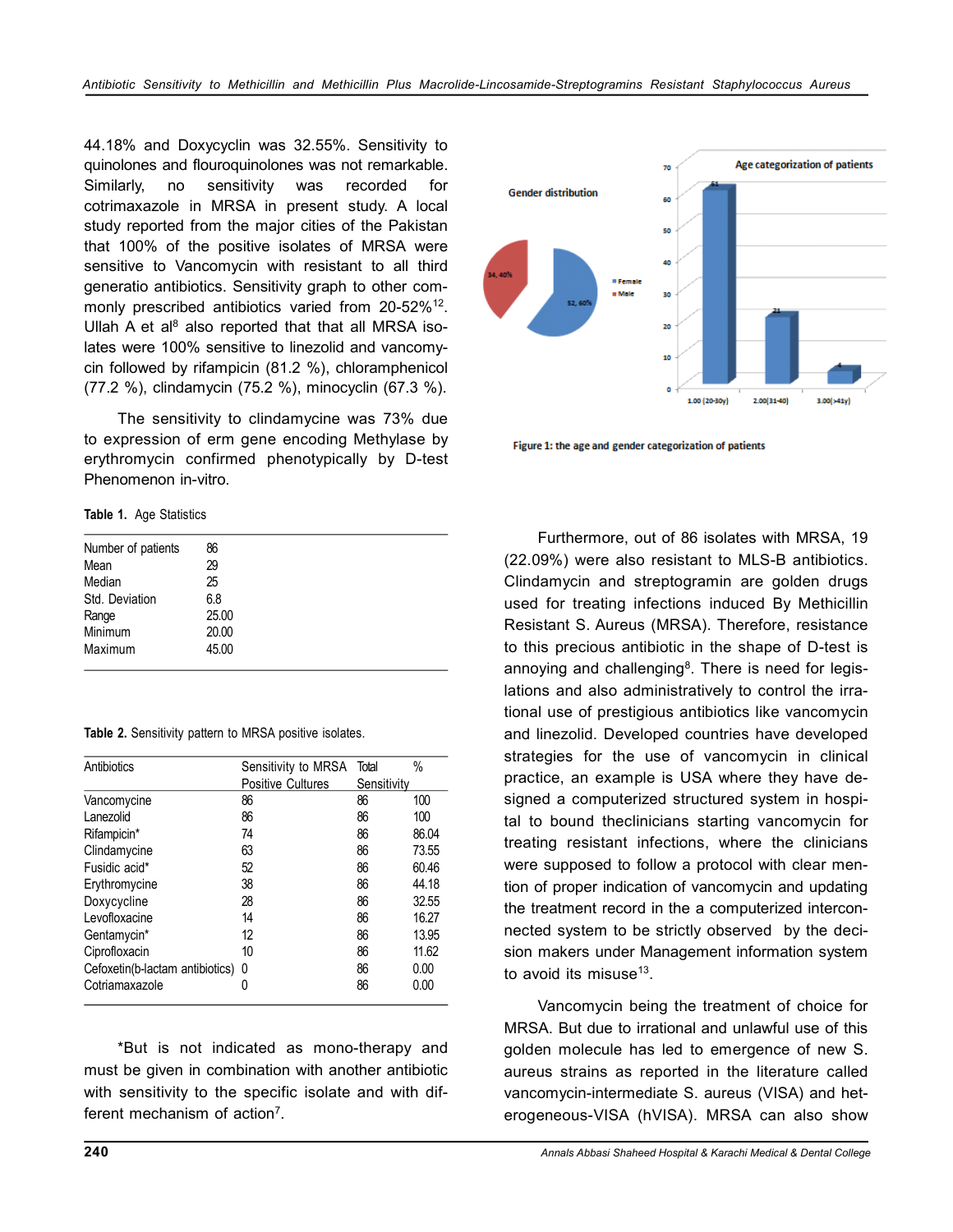44.18% and Doxycyclin was 32.55%. Sensitivity to quinolones and flouroquinolones was not remarkable. Similarly, no sensitivity was recorded for cotrimaxazole in MRSA in present study. A local study reported from the major cities of the Pakistan that 100% of the positive isolates of MRSA were sensitive to Vancomycin with resistant to all third generatio antibiotics. Sensitivity graph to other commonly prescribed antibiotics varied from 20-52%[12]. Ullah A et al[8] also reported that that all MRSA isolates were 100% sensitive to linezolid and vancomycin followed by rifampicin (81.2 %), chloramphenicol (77.2 %), clindamycin (75.2 %), minocyclin (67.3 %).

The sensitivity to clindamycine was 73% due to expression of erm gene encoding Methylase by erythromycin confirmed phenotypically by D-test Phenomenon in-vitro.

**Table 1.** Age Statistics

| | |
|---|---|
| Number of patients | 86 |
| Mean | 29 |
| Median | 25 |
| Std. Deviation | 6.8 |
| Range | 25.00 |
| Minimum | 20.00 |
| Maximum | 45.00 |

**Table 2.** Sensitivity pattern to MRSA positive isolates.

| Antibiotics | Sensitivity to MRSA Positive Cultures | Total Sensitivity | % |
|---|---|---|---|
| Vancomycine | 86 | 86 | 100 |
| Lanezolid | 86 | 86 | 100 |
| Rifampicin* | 74 | 86 | 86.04 |
| Clindamycine | 63 | 86 | 73.55 |
| Fusidic acid* | 52 | 86 | 60.46 |
| Erythromycine | 38 | 86 | 44.18 |
| Doxycycline | 28 | 86 | 32.55 |
| Levofloxacine | 14 | 86 | 16.27 |
| Gentamycin* | 12 | 86 | 13.95 |
| Ciprofloxacin | 10 | 86 | 11.62 |
| Cefoxetin(b-lactam antibiotics) | 0 | 86 | 0.00 |
| Cotriamaxazole | 0 | 86 | 0.00 |

*But is not indicated as mono-therapy and must be given in combination with another antibiotic with sensitivity to the specific isolate and with different mechanism of action[7].

Figure 1: the age and gender categorization of patients

Furthermore, out of 86 isolates with MRSA, 19 (22.09%) were also resistant to MLS-B antibiotics. Clindamycin and streptogramin are golden drugs used for treating infections induced By Methicillin Resistant S. Aureus (MRSA). Therefore, resistance to this precious antibiotic in the shape of D-test is annoying and challenging[8]. There is need for legislations and also administratively to control the irrational use of prestigious antibiotics like vancomycin and linezolid. Developed countries have developed strategies for the use of vancomycin in clinical practice, an example is USA where they have designed a computerized structured system in hospital to bound theclinicians starting vancomycin for treating resistant infections, where the clinicians were supposed to follow a protocol with clear mention of proper indication of vancomycin and updating the treatment record in the a computerized interconnected system to be strictly observed by the decision makers under Management information system to avoid its misuse[13].

Vancomycin being the treatment of choice for MRSA. But due to irrational and unlawful use of this golden molecule has led to emergence of new S. aureus strains as reported in the literature called vancomycin-intermediate S. aureus (VISA) and heterogeneous-VISA (hVISA). MRSA can also show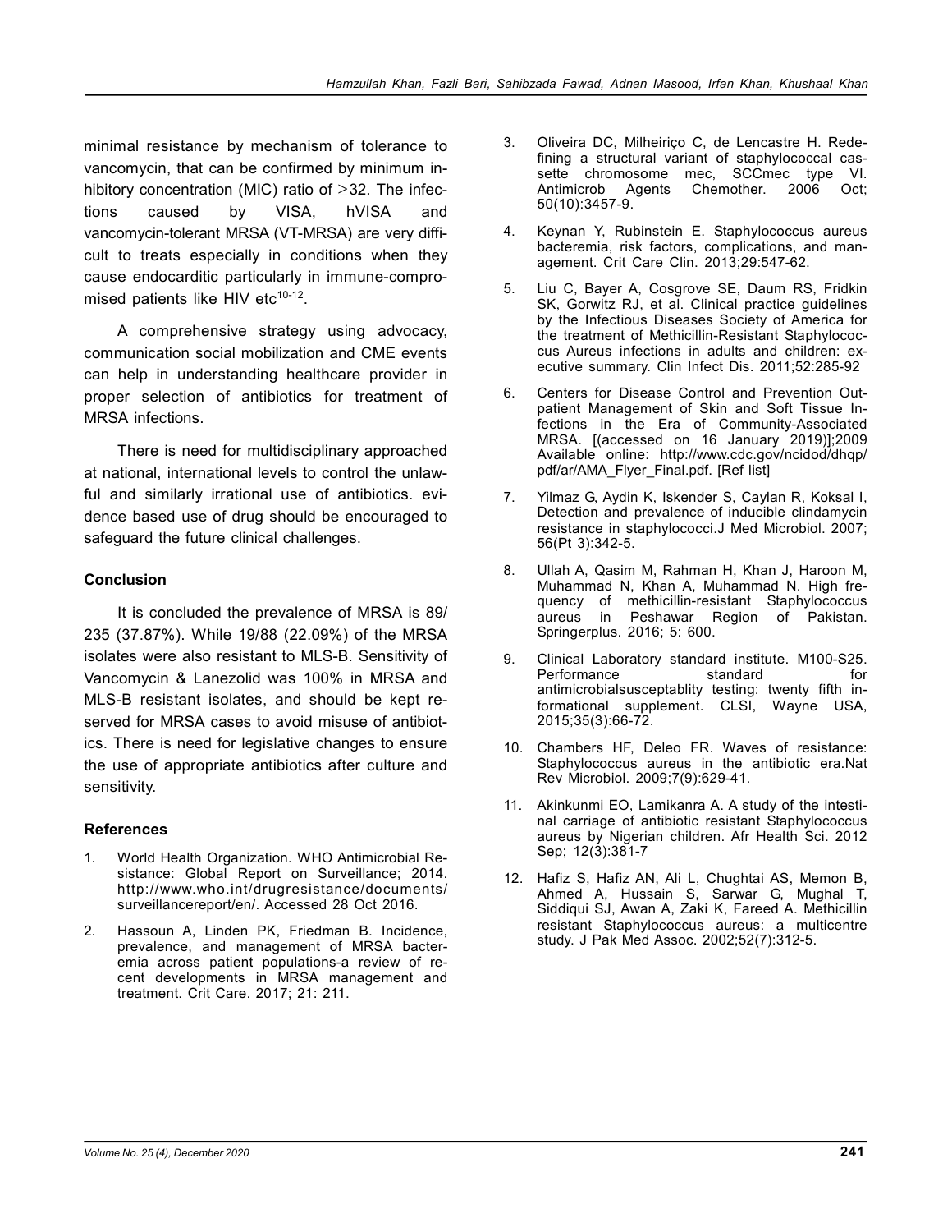minimal resistance by mechanism of tolerance to vancomycin, that can be confirmed by minimum inhibitory concentration (MIC) ratio of $\geq$32. The infections caused by VISA, hVISA and vancomycin-tolerant MRSA (VT-MRSA) are very difficult to treats especially in conditions when they cause endocarditic particularly in immune-compromised patients like HIV etc[10-12].

A comprehensive strategy using advocacy, communication social mobilization and CME events can help in understanding healthcare provider in proper selection of antibiotics for treatment of MRSA infections.

There is need for multidisciplinary approached at national, international levels to control the unlawful and similarly irrational use of antibiotics. evidence based use of drug should be encouraged to safeguard the future clinical challenges.

### Conclusion

It is concluded the prevalence of MRSA is 89/235 (37.87%). While 19/88 (22.09%) of the MRSA isolates were also resistant to MLS-B. Sensitivity of Vancomycin & Lanezolid was 100% in MRSA and MLS-B resistant isolates, and should be kept reserved for MRSA cases to avoid misuse of antibiotics. There is need for legislative changes to ensure the use of appropriate antibiotics after culture and sensitivity.

### References

1. World Health Organization. WHO Antimicrobial Resistance: Global Report on Surveillance; 2014. http://www.who.int/drugresistance/documents/surveillancereport/en/. Accessed 28 Oct 2016.
2. Hassoun A, Linden PK, Friedman B. Incidence, prevalence, and management of MRSA bacteremia across patient populations-a review of recent developments in MRSA management and treatment. Crit Care. 2017; 21: 211.
3. Oliveira DC, Milheiriço C, de Lencastre H. Redefining a structural variant of staphylococcal cassette chromosome mec, SCCmec type VI. Antimicrob Agents Chemother. 2006 Oct; 50(10):3457-9.
4. Keynan Y, Rubinstein E. Staphylococcus aureus bacteremia, risk factors, complications, and management. Crit Care Clin. 2013;29:547-62.
5. Liu C, Bayer A, Cosgrove SE, Daum RS, Fridkin SK, Gorwitz RJ, et al. Clinical practice guidelines by the Infectious Diseases Society of America for the treatment of Methicillin-Resistant Staphylococcus Aureus infections in adults and children: executive summary. Clin Infect Dis. 2011;52:285-92
6. Centers for Disease Control and Prevention Outpatient Management of Skin and Soft Tissue Infections in the Era of Community-Associated MRSA. [(accessed on 16 January 2019)];2009 Available online: http://www.cdc.gov/ncidod/dhqp/pdf/ar/AMA_Flyer_Final.pdf. [Ref list]
7. Yilmaz G, Aydin K, Iskender S, Caylan R, Koksal I, Detection and prevalence of inducible clindamycin resistance in staphylococci.J Med Microbiol. 2007; 56(Pt 3):342-5.
8. Ullah A, Qasim M, Rahman H, Khan J, Haroon M, Muhammad N, Khan A, Muhammad N. High frequency of methicillin-resistant Staphylococcus aureus in Peshawar Region of Pakistan. Springerplus. 2016; 5: 600.
9. Clinical Laboratory standard institute. M100-S25. Performance standard for antimicrobialsusceptablity testing: twenty fifth informational supplement. CLSI, Wayne USA, 2015;35(3):66-72.
10. Chambers HF, Deleo FR. Waves of resistance: Staphylococcus aureus in the antibiotic era.Nat Rev Microbiol. 2009;7(9):629-41.
11. Akinkunmi EO, Lamikanra A. A study of the intestinal carriage of antibiotic resistant Staphylococcus aureus by Nigerian children. Afr Health Sci. 2012 Sep; 12(3):381-7
12. Hafiz S, Hafiz AN, Ali L, Chughtai AS, Memon B, Ahmed A, Hussain S, Sarwar G, Mughal T, Siddiqui SJ, Awan A, Zaki K, Fareed A. Methicillin resistant Staphylococcus aureus: a multicentre study. J Pak Med Assoc. 2002;52(7):312-5.